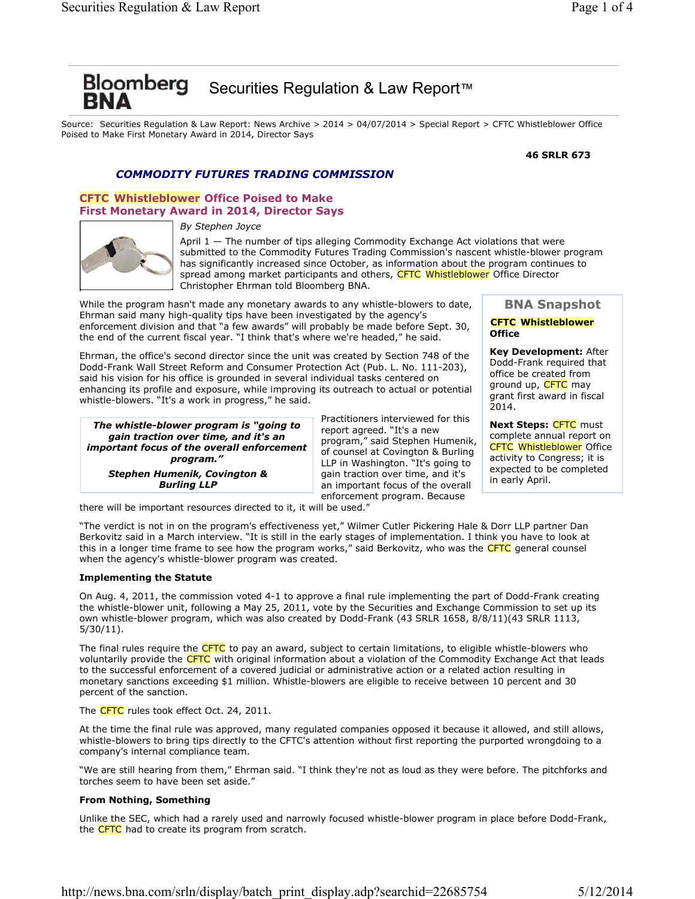Bloomberg BNA Securities Regulation & Law Report™

Source: Securities Regulation & Law Report: News Archive > 2014 > 04/07/2014 > Special Report > CFTC Whistleblower Office Poised to Make First Monetary Award in 2014, Director Says

**46 SRLR 673**

***COMMODITY FUTURES TRADING COMMISSION***

## CFTC Whistleblower Office Poised to Make First Monetary Award in 2014, Director Says

*By Stephen Joyce*

April 1 — The number of tips alleging Commodity Exchange Act violations that were submitted to the Commodity Futures Trading Commission's nascent whistle-blower program has significantly increased since October, as information about the program continues to spread among market participants and others, CFTC Whistleblower Office Director Christopher Ehrman told Bloomberg BNA.

While the program hasn't made any monetary awards to any whistle-blowers to date, Ehrman said many high-quality tips have been investigated by the agency's enforcement division and that "a few awards" will probably be made before Sept. 30, the end of the current fiscal year. "I think that's where we're headed," he said.

Ehrman, the office's second director since the unit was created by Section 748 of the Dodd-Frank Wall Street Reform and Consumer Protection Act (Pub. L. No. 111-203), said his vision for his office is grounded in several individual tasks centered on enhancing its profile and exposure, while improving its outreach to actual or potential whistle-blowers. "It's a work in progress," he said.

> ***The whistle-blower program is "going to gain traction over time, and it's an important focus of the overall enforcement program."***
>
> ***Stephen Humenik, Covington & Burling LLP***

Practitioners interviewed for this report agreed. "It's a new program," said Stephen Humenik, of counsel at Covington & Burling LLP in Washington. "It's going to gain traction over time, and it's an important focus of the overall enforcement program. Because there will be important resources directed to it, it will be used."

"The verdict is not in on the program's effectiveness yet," Wilmer Cutler Pickering Hale & Dorr LLP partner Dan Berkovitz said in a March interview. "It is still in the early stages of implementation. I think you have to look at this in a longer time frame to see how the program works," said Berkovitz, who was the CFTC general counsel when the agency's whistle-blower program was created.

> **BNA Snapshot**
>
> **CFTC Whistleblower Office**
>
> **Key Development:** After Dodd-Frank required that office be created from ground up, CFTC may grant first award in fiscal 2014.
>
> **Next Steps:** CFTC must complete annual report on CFTC Whistleblower Office activity to Congress; it is expected to be completed in early April.

### Implementing the Statute

On Aug. 4, 2011, the commission voted 4-1 to approve a final rule implementing the part of Dodd-Frank creating the whistle-blower unit, following a May 25, 2011, vote by the Securities and Exchange Commission to set up its own whistle-blower program, which was also created by Dodd-Frank (43 SRLR 1658, 8/8/11)(43 SRLR 1113, 5/30/11).

The final rules require the CFTC to pay an award, subject to certain limitations, to eligible whistle-blowers who voluntarily provide the CFTC with original information about a violation of the Commodity Exchange Act that leads to the successful enforcement of a covered judicial or administrative action or a related action resulting in monetary sanctions exceeding $1 million. Whistle-blowers are eligible to receive between 10 percent and 30 percent of the sanction.

The CFTC rules took effect Oct. 24, 2011.

At the time the final rule was approved, many regulated companies opposed it because it allowed, and still allows, whistle-blowers to bring tips directly to the CFTC's attention without first reporting the purported wrongdoing to a company's internal compliance team.

"We are still hearing from them," Ehrman said. "I think they're not as loud as they were before. The pitchforks and torches seem to have been set aside."

### From Nothing, Something

Unlike the SEC, which had a rarely used and narrowly focused whistle-blower program in place before Dodd-Frank, the CFTC had to create its program from scratch.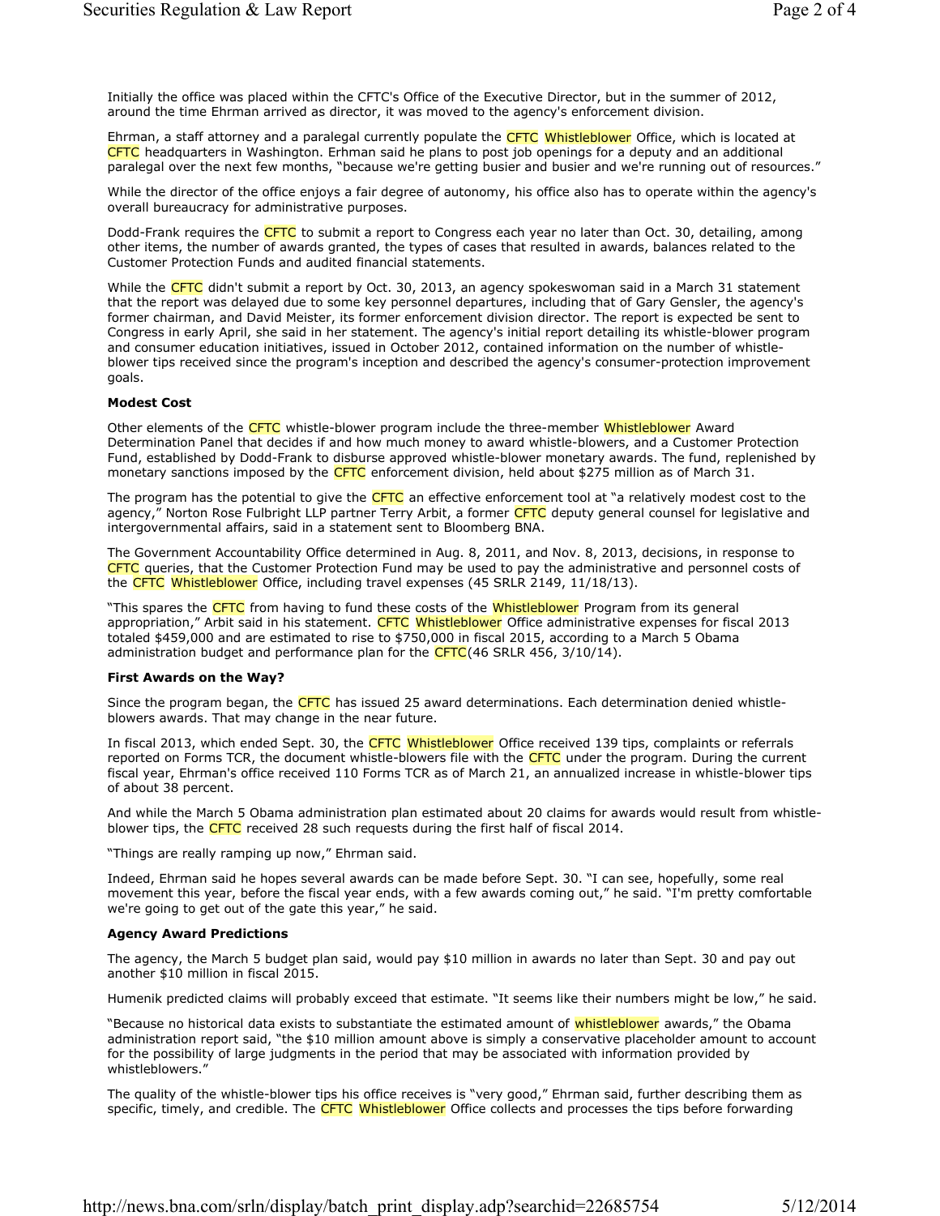Initially the office was placed within the CFTC's Office of the Executive Director, but in the summer of 2012, around the time Ehrman arrived as director, it was moved to the agency's enforcement division.

Ehrman, a staff attorney and a paralegal currently populate the CFTC Whistleblower Office, which is located at CFTC headquarters in Washington. Erhman said he plans to post job openings for a deputy and an additional paralegal over the next few months, "because we're getting busier and busier and we're running out of resources."

While the director of the office enjoys a fair degree of autonomy, his office also has to operate within the agency's overall bureaucracy for administrative purposes.

Dodd-Frank requires the CFTC to submit a report to Congress each year no later than Oct. 30, detailing, among other items, the number of awards granted, the types of cases that resulted in awards, balances related to the Customer Protection Funds and audited financial statements.

While the CFTC didn't submit a report by Oct. 30, 2013, an agency spokeswoman said in a March 31 statement that the report was delayed due to some key personnel departures, including that of Gary Gensler, the agency's former chairman, and David Meister, its former enforcement division director. The report is expected be sent to Congress in early April, she said in her statement. The agency's initial report detailing its whistle-blower program and consumer education initiatives, issued in October 2012, contained information on the number of whistle-blower tips received since the program's inception and described the agency's consumer-protection improvement goals.

**Modest Cost**

Other elements of the CFTC whistle-blower program include the three-member Whistleblower Award Determination Panel that decides if and how much money to award whistle-blowers, and a Customer Protection Fund, established by Dodd-Frank to disburse approved whistle-blower monetary awards. The fund, replenished by monetary sanctions imposed by the CFTC enforcement division, held about $275 million as of March 31.

The program has the potential to give the CFTC an effective enforcement tool at "a relatively modest cost to the agency," Norton Rose Fulbright LLP partner Terry Arbit, a former CFTC deputy general counsel for legislative and intergovernmental affairs, said in a statement sent to Bloomberg BNA.

The Government Accountability Office determined in Aug. 8, 2011, and Nov. 8, 2013, decisions, in response to CFTC queries, that the Customer Protection Fund may be used to pay the administrative and personnel costs of the CFTC Whistleblower Office, including travel expenses (45 SRLR 2149, 11/18/13).

"This spares the CFTC from having to fund these costs of the Whistleblower Program from its general appropriation," Arbit said in his statement. CFTC Whistleblower Office administrative expenses for fiscal 2013 totaled $459,000 and are estimated to rise to $750,000 in fiscal 2015, according to a March 5 Obama administration budget and performance plan for the CFTC(46 SRLR 456, 3/10/14).

**First Awards on the Way?**

Since the program began, the CFTC has issued 25 award determinations. Each determination denied whistle-blowers awards. That may change in the near future.

In fiscal 2013, which ended Sept. 30, the CFTC Whistleblower Office received 139 tips, complaints or referrals reported on Forms TCR, the document whistle-blowers file with the CFTC under the program. During the current fiscal year, Ehrman's office received 110 Forms TCR as of March 21, an annualized increase in whistle-blower tips of about 38 percent.

And while the March 5 Obama administration plan estimated about 20 claims for awards would result from whistle-blower tips, the CFTC received 28 such requests during the first half of fiscal 2014.

"Things are really ramping up now," Ehrman said.

Indeed, Ehrman said he hopes several awards can be made before Sept. 30. "I can see, hopefully, some real movement this year, before the fiscal year ends, with a few awards coming out," he said. "I'm pretty comfortable we're going to get out of the gate this year," he said.

**Agency Award Predictions**

The agency, the March 5 budget plan said, would pay $10 million in awards no later than Sept. 30 and pay out another $10 million in fiscal 2015.

Humenik predicted claims will probably exceed that estimate. "It seems like their numbers might be low," he said.

"Because no historical data exists to substantiate the estimated amount of whistleblower awards," the Obama administration report said, "the $10 million amount above is simply a conservative placeholder amount to account for the possibility of large judgments in the period that may be associated with information provided by whistleblowers."

The quality of the whistle-blower tips his office receives is "very good," Ehrman said, further describing them as specific, timely, and credible. The CFTC Whistleblower Office collects and processes the tips before forwarding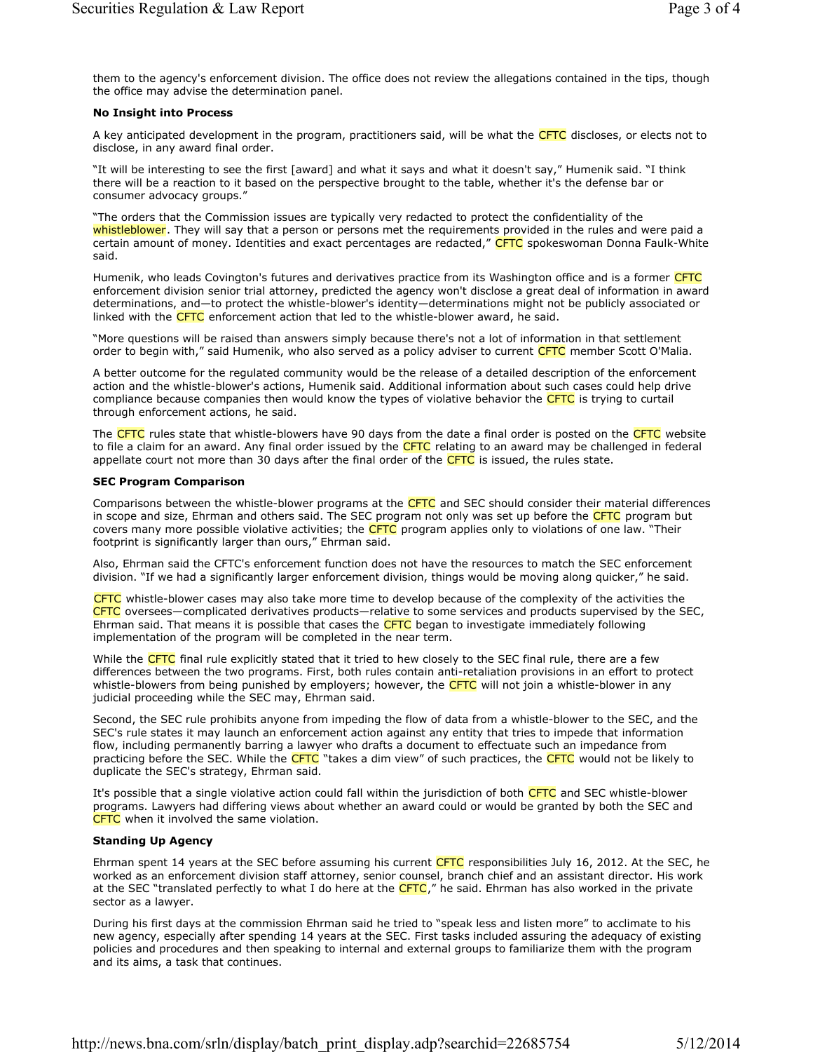them to the agency's enforcement division. The office does not review the allegations contained in the tips, though the office may advise the determination panel.

**No Insight into Process**

A key anticipated development in the program, practitioners said, will be what the CFTC discloses, or elects not to disclose, in any award final order.

"It will be interesting to see the first [award] and what it says and what it doesn't say," Humenik said. "I think there will be a reaction to it based on the perspective brought to the table, whether it's the defense bar or consumer advocacy groups."

"The orders that the Commission issues are typically very redacted to protect the confidentiality of the whistleblower. They will say that a person or persons met the requirements provided in the rules and were paid a certain amount of money. Identities and exact percentages are redacted," CFTC spokeswoman Donna Faulk-White said.

Humenik, who leads Covington's futures and derivatives practice from its Washington office and is a former CFTC enforcement division senior trial attorney, predicted the agency won't disclose a great deal of information in award determinations, and—to protect the whistle-blower's identity—determinations might not be publicly associated or linked with the CFTC enforcement action that led to the whistle-blower award, he said.

"More questions will be raised than answers simply because there's not a lot of information in that settlement order to begin with," said Humenik, who also served as a policy adviser to current CFTC member Scott O'Malia.

A better outcome for the regulated community would be the release of a detailed description of the enforcement action and the whistle-blower's actions, Humenik said. Additional information about such cases could help drive compliance because companies then would know the types of violative behavior the CFTC is trying to curtail through enforcement actions, he said.

The CFTC rules state that whistle-blowers have 90 days from the date a final order is posted on the CFTC website to file a claim for an award. Any final order issued by the CFTC relating to an award may be challenged in federal appellate court not more than 30 days after the final order of the CFTC is issued, the rules state.

**SEC Program Comparison**

Comparisons between the whistle-blower programs at the CFTC and SEC should consider their material differences in scope and size, Ehrman and others said. The SEC program not only was set up before the CFTC program but covers many more possible violative activities; the CFTC program applies only to violations of one law. "Their footprint is significantly larger than ours," Ehrman said.

Also, Ehrman said the CFTC's enforcement function does not have the resources to match the SEC enforcement division. "If we had a significantly larger enforcement division, things would be moving along quicker," he said.

CFTC whistle-blower cases may also take more time to develop because of the complexity of the activities the CFTC oversees—complicated derivatives products—relative to some services and products supervised by the SEC, Ehrman said. That means it is possible that cases the CFTC began to investigate immediately following implementation of the program will be completed in the near term.

While the CFTC final rule explicitly stated that it tried to hew closely to the SEC final rule, there are a few differences between the two programs. First, both rules contain anti-retaliation provisions in an effort to protect whistle-blowers from being punished by employers; however, the CFTC will not join a whistle-blower in any judicial proceeding while the SEC may, Ehrman said.

Second, the SEC rule prohibits anyone from impeding the flow of data from a whistle-blower to the SEC, and the SEC's rule states it may launch an enforcement action against any entity that tries to impede that information flow, including permanently barring a lawyer who drafts a document to effectuate such an impedance from practicing before the SEC. While the CFTC "takes a dim view" of such practices, the CFTC would not be likely to duplicate the SEC's strategy, Ehrman said.

It's possible that a single violative action could fall within the jurisdiction of both CFTC and SEC whistle-blower programs. Lawyers had differing views about whether an award could or would be granted by both the SEC and CFTC when it involved the same violation.

**Standing Up Agency**

Ehrman spent 14 years at the SEC before assuming his current CFTC responsibilities July 16, 2012. At the SEC, he worked as an enforcement division staff attorney, senior counsel, branch chief and an assistant director. His work at the SEC "translated perfectly to what I do here at the CFTC," he said. Ehrman has also worked in the private sector as a lawyer.

During his first days at the commission Ehrman said he tried to "speak less and listen more" to acclimate to his new agency, especially after spending 14 years at the SEC. First tasks included assuring the adequacy of existing policies and procedures and then speaking to internal and external groups to familiarize them with the program and its aims, a task that continues.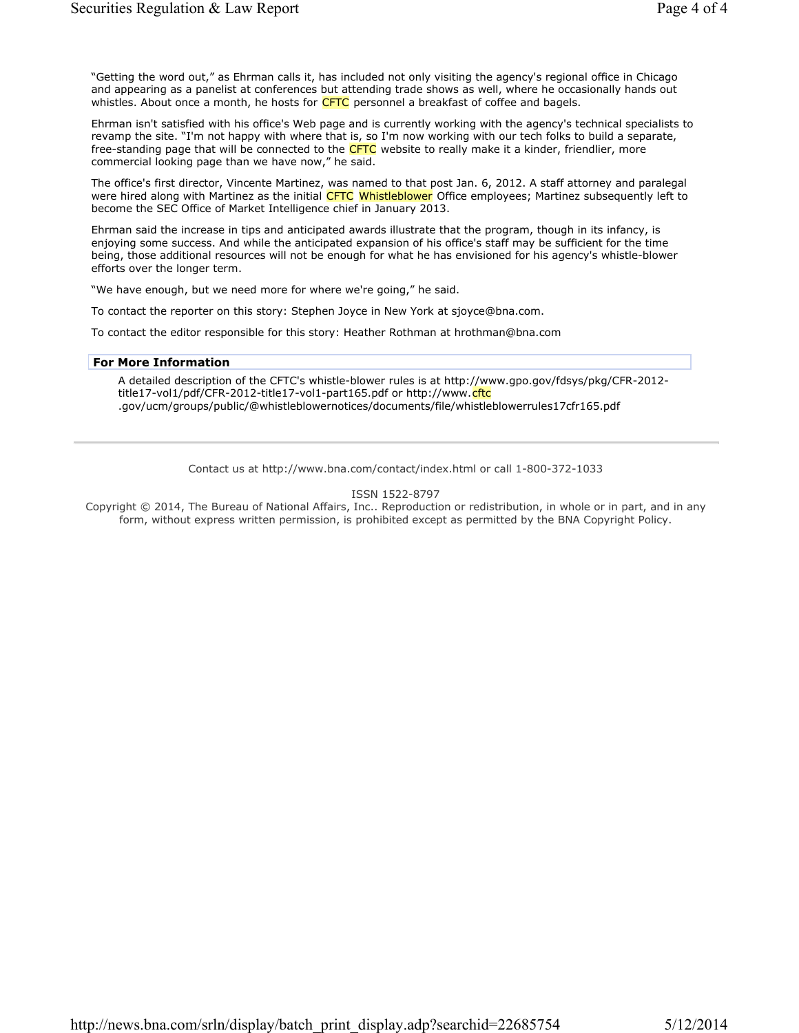"Getting the word out," as Ehrman calls it, has included not only visiting the agency's regional office in Chicago and appearing as a panelist at conferences but attending trade shows as well, where he occasionally hands out whistles. About once a month, he hosts for CFTC personnel a breakfast of coffee and bagels.

Ehrman isn't satisfied with his office's Web page and is currently working with the agency's technical specialists to revamp the site. "I'm not happy with where that is, so I'm now working with our tech folks to build a separate, free-standing page that will be connected to the CFTC website to really make it a kinder, friendlier, more commercial looking page than we have now," he said.

The office's first director, Vincente Martinez, was named to that post Jan. 6, 2012. A staff attorney and paralegal were hired along with Martinez as the initial CFTC Whistleblower Office employees; Martinez subsequently left to become the SEC Office of Market Intelligence chief in January 2013.

Ehrman said the increase in tips and anticipated awards illustrate that the program, though in its infancy, is enjoying some success. And while the anticipated expansion of his office's staff may be sufficient for the time being, those additional resources will not be enough for what he has envisioned for his agency's whistle-blower efforts over the longer term.

"We have enough, but we need more for where we're going," he said.

To contact the reporter on this story: Stephen Joyce in New York at sjoyce@bna.com.

To contact the editor responsible for this story: Heather Rothman at hrothman@bna.com

**For More Information**

A detailed description of the CFTC's whistle-blower rules is at http://www.gpo.gov/fdsys/pkg/CFR-2012-title17-vol1/pdf/CFR-2012-title17-vol1-part165.pdf or http://www.cftc.gov/ucm/groups/public/@whistleblowernotices/documents/file/whistleblowerrules17cfr165.pdf

Contact us at http://www.bna.com/contact/index.html or call 1-800-372-1033

ISSN 1522-8797

Copyright © 2014, The Bureau of National Affairs, Inc.. Reproduction or redistribution, in whole or in part, and in any form, without express written permission, is prohibited except as permitted by the BNA Copyright Policy.